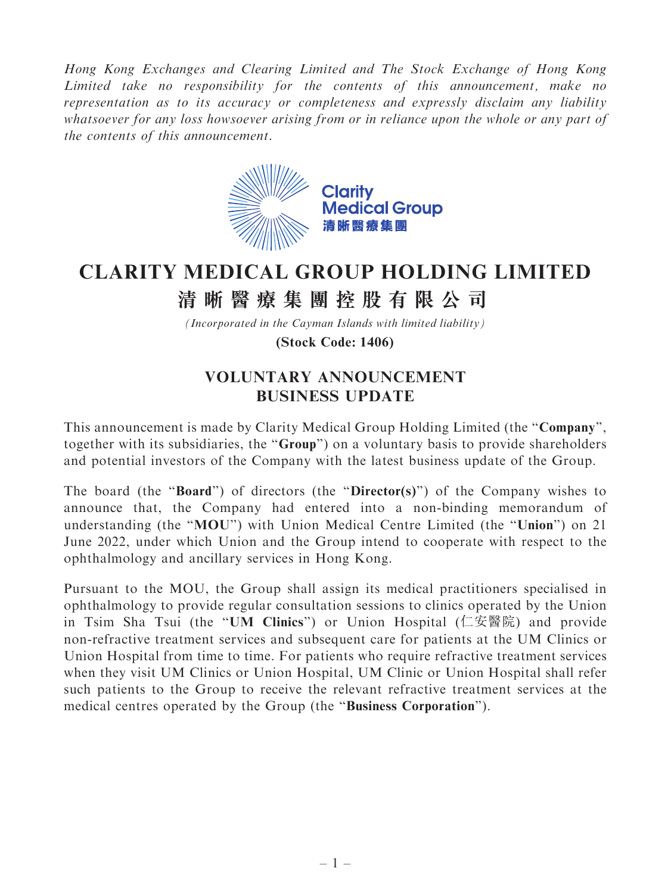*Hong Kong Exchanges and Clearing Limited and The Stock Exchange of Hong Kong Limited take no responsibility for the contents of this announcement, make no representation as to its accuracy or completeness and expressly disclaim any liability whatsoever for any loss howsoever arising from or in reliance upon the whole or any part of the contents of this announcement.*

Clarity Medical Group
清晰醫療集團

# CLARITY MEDICAL GROUP HOLDING LIMITED

# 清晰醫療集團控股有限公司

*(Incorporated in the Cayman Islands with limited liability)*

**(Stock Code: 1406)**

## VOLUNTARY ANNOUNCEMENT
## BUSINESS UPDATE

This announcement is made by Clarity Medical Group Holding Limited (the "**Company**", together with its subsidiaries, the "**Group**") on a voluntary basis to provide shareholders and potential investors of the Company with the latest business update of the Group.

The board (the "**Board**") of directors (the "**Director(s)**") of the Company wishes to announce that, the Company had entered into a non-binding memorandum of understanding (the "**MOU**") with Union Medical Centre Limited (the "**Union**") on 21 June 2022, under which Union and the Group intend to cooperate with respect to the ophthalmology and ancillary services in Hong Kong.

Pursuant to the MOU, the Group shall assign its medical practitioners specialised in ophthalmology to provide regular consultation sessions to clinics operated by the Union in Tsim Sha Tsui (the "**UM Clinics**") or Union Hospital (仁安醫院) and provide non-refractive treatment services and subsequent care for patients at the UM Clinics or Union Hospital from time to time. For patients who require refractive treatment services when they visit UM Clinics or Union Hospital, UM Clinic or Union Hospital shall refer such patients to the Group to receive the relevant refractive treatment services at the medical centres operated by the Group (the "**Business Corporation**").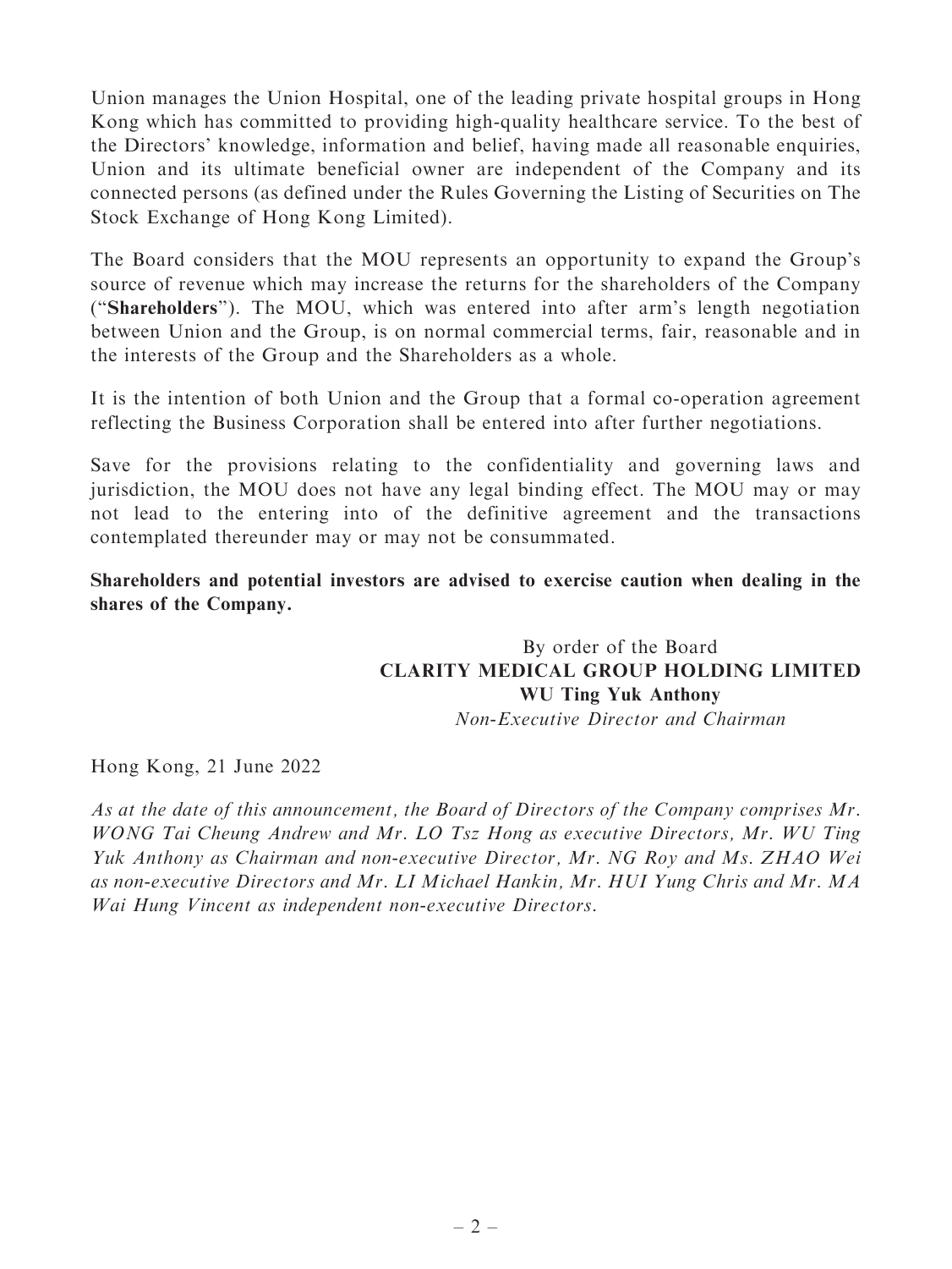Union manages the Union Hospital, one of the leading private hospital groups in Hong Kong which has committed to providing high-quality healthcare service. To the best of the Directors' knowledge, information and belief, having made all reasonable enquiries, Union and its ultimate beneficial owner are independent of the Company and its connected persons (as defined under the Rules Governing the Listing of Securities on The Stock Exchange of Hong Kong Limited).

The Board considers that the MOU represents an opportunity to expand the Group's source of revenue which may increase the returns for the shareholders of the Company ("**Shareholders**"). The MOU, which was entered into after arm's length negotiation between Union and the Group, is on normal commercial terms, fair, reasonable and in the interests of the Group and the Shareholders as a whole.

It is the intention of both Union and the Group that a formal co-operation agreement reflecting the Business Corporation shall be entered into after further negotiations.

Save for the provisions relating to the confidentiality and governing laws and jurisdiction, the MOU does not have any legal binding effect. The MOU may or may not lead to the entering into of the definitive agreement and the transactions contemplated thereunder may or may not be consummated.

**Shareholders and potential investors are advised to exercise caution when dealing in the shares of the Company.**

By order of the Board
**CLARITY MEDICAL GROUP HOLDING LIMITED**
**WU Ting Yuk Anthony**
*Non-Executive Director and Chairman*

Hong Kong, 21 June 2022

*As at the date of this announcement, the Board of Directors of the Company comprises Mr. WONG Tai Cheung Andrew and Mr. LO Tsz Hong as executive Directors, Mr. WU Ting Yuk Anthony as Chairman and non-executive Director, Mr. NG Roy and Ms. ZHAO Wei as non-executive Directors and Mr. LI Michael Hankin, Mr. HUI Yung Chris and Mr. MA Wai Hung Vincent as independent non-executive Directors.*